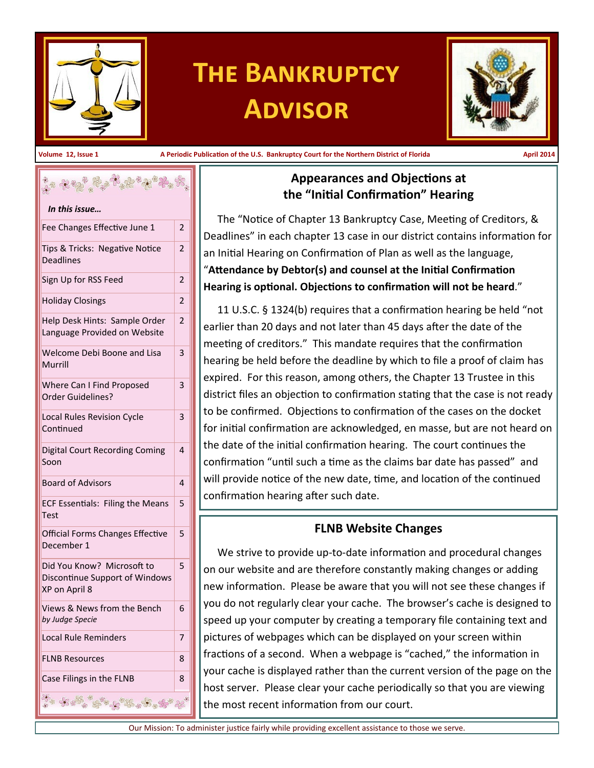# The Bankruptcy Advisor

Volume 12, Issue 1 — A Periodic Publication of the U.S. Bankruptcy Court for the Northern District of Florida — April 2014

*In this issue…*

| Article | Page |
| --- | --- |
| Fee Changes Effective June 1 | 2 |
| Tips & Tricks: Negative Notice Deadlines | 2 |
| Sign Up for RSS Feed | 2 |
| Holiday Closings | 2 |
| Help Desk Hints: Sample Order Language Provided on Website | 2 |
| Welcome Debi Boone and Lisa Murrill | 3 |
| Where Can I Find Proposed Order Guidelines? | 3 |
| Local Rules Revision Cycle Continued | 3 |
| Digital Court Recording Coming Soon | 4 |
| Board of Advisors | 4 |
| ECF Essentials: Filing the Means Test | 5 |
| Official Forms Changes Effective December 1 | 5 |
| Did You Know? Microsoft to Discontinue Support of Windows XP on April 8 | 5 |
| Views & News from the Bench *by Judge Specie* | 6 |
| Local Rule Reminders | 7 |
| FLNB Resources | 8 |
| Case Filings in the FLNB | 8 |

## Appearances and Objections at the "Initial Confirmation" Hearing

The "Notice of Chapter 13 Bankruptcy Case, Meeting of Creditors, & Deadlines" in each chapter 13 case in our district contains information for an Initial Hearing on Confirmation of Plan as well as the language, "**Attendance by Debtor(s) and counsel at the Initial Confirmation Hearing is optional. Objections to confirmation will not be heard**."

11 U.S.C. § 1324(b) requires that a confirmation hearing be held "not earlier than 20 days and not later than 45 days after the date of the meeting of creditors." This mandate requires that the confirmation hearing be held before the deadline by which to file a proof of claim has expired. For this reason, among others, the Chapter 13 Trustee in this district files an objection to confirmation stating that the case is not ready to be confirmed. Objections to confirmation of the cases on the docket for initial confirmation are acknowledged, en masse, but are not heard on the date of the initial confirmation hearing. The court continues the confirmation "until such a time as the claims bar date has passed" and will provide notice of the new date, time, and location of the continued confirmation hearing after such date.

## FLNB Website Changes

We strive to provide up-to-date information and procedural changes on our website and are therefore constantly making changes or adding new information. Please be aware that you will not see these changes if you do not regularly clear your cache. The browser's cache is designed to speed up your computer by creating a temporary file containing text and pictures of webpages which can be displayed on your screen within fractions of a second. When a webpage is "cached," the information in your cache is displayed rather than the current version of the page on the host server. Please clear your cache periodically so that you are viewing the most recent information from our court.

Our Mission: To administer justice fairly while providing excellent assistance to those we serve.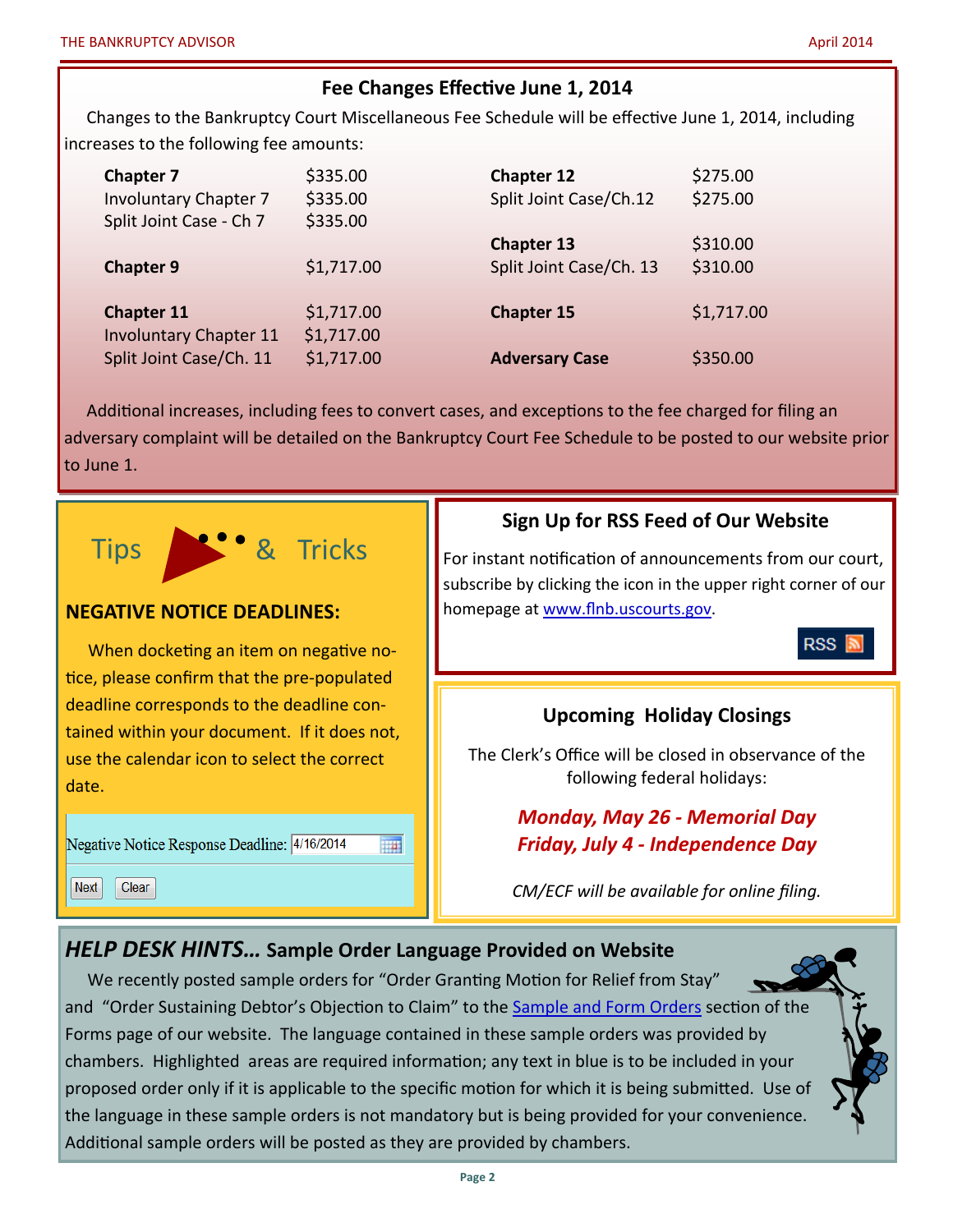## Fee Changes Effective June 1, 2014

Changes to the Bankruptcy Court Miscellaneous Fee Schedule will be effective June 1, 2014, including increases to the following fee amounts:

| | | | |
|---|---|---|---|
| **Chapter 7** | $335.00 | **Chapter 12** | $275.00 |
| Involuntary Chapter 7 | $335.00 | Split Joint Case/Ch.12 | $275.00 |
| Split Joint Case - Ch 7 | $335.00 | | |
| | | **Chapter 13** | $310.00 |
| **Chapter 9** | $1,717.00 | Split Joint Case/Ch. 13 | $310.00 |
| **Chapter 11** | $1,717.00 | **Chapter 15** | $1,717.00 |
| Involuntary Chapter 11 | $1,717.00 | | |
| Split Joint Case/Ch. 11 | $1,717.00 | **Adversary Case** | $350.00 |

Additional increases, including fees to convert cases, and exceptions to the fee charged for filing an adversary complaint will be detailed on the Bankruptcy Court Fee Schedule to be posted to our website prior to June 1.

## Tips & Tricks

### NEGATIVE NOTICE DEADLINES:

When docketing an item on negative notice, please confirm that the pre-populated deadline corresponds to the deadline contained within your document. If it does not, use the calendar icon to select the correct date.

Negative Notice Response Deadline: 4/16/2014

Next Clear

## Sign Up for RSS Feed of Our Website

For instant notification of announcements from our court, subscribe by clicking the icon in the upper right corner of our homepage at www.flnb.uscourts.gov.

RSS

## Upcoming Holiday Closings

The Clerk's Office will be closed in observance of the following federal holidays:

***Monday, May 26 - Memorial Day***
***Friday, July 4 - Independence Day***

*CM/ECF will be available for online filing.*

## *HELP DESK HINTS...* Sample Order Language Provided on Website

We recently posted sample orders for "Order Granting Motion for Relief from Stay" and "Order Sustaining Debtor's Objection to Claim" to the Sample and Form Orders section of the Forms page of our website. The language contained in these sample orders was provided by chambers. Highlighted areas are required information; any text in blue is to be included in your proposed order only if it is applicable to the specific motion for which it is being submitted. Use of the language in these sample orders is not mandatory but is being provided for your convenience. Additional sample orders will be posted as they are provided by chambers.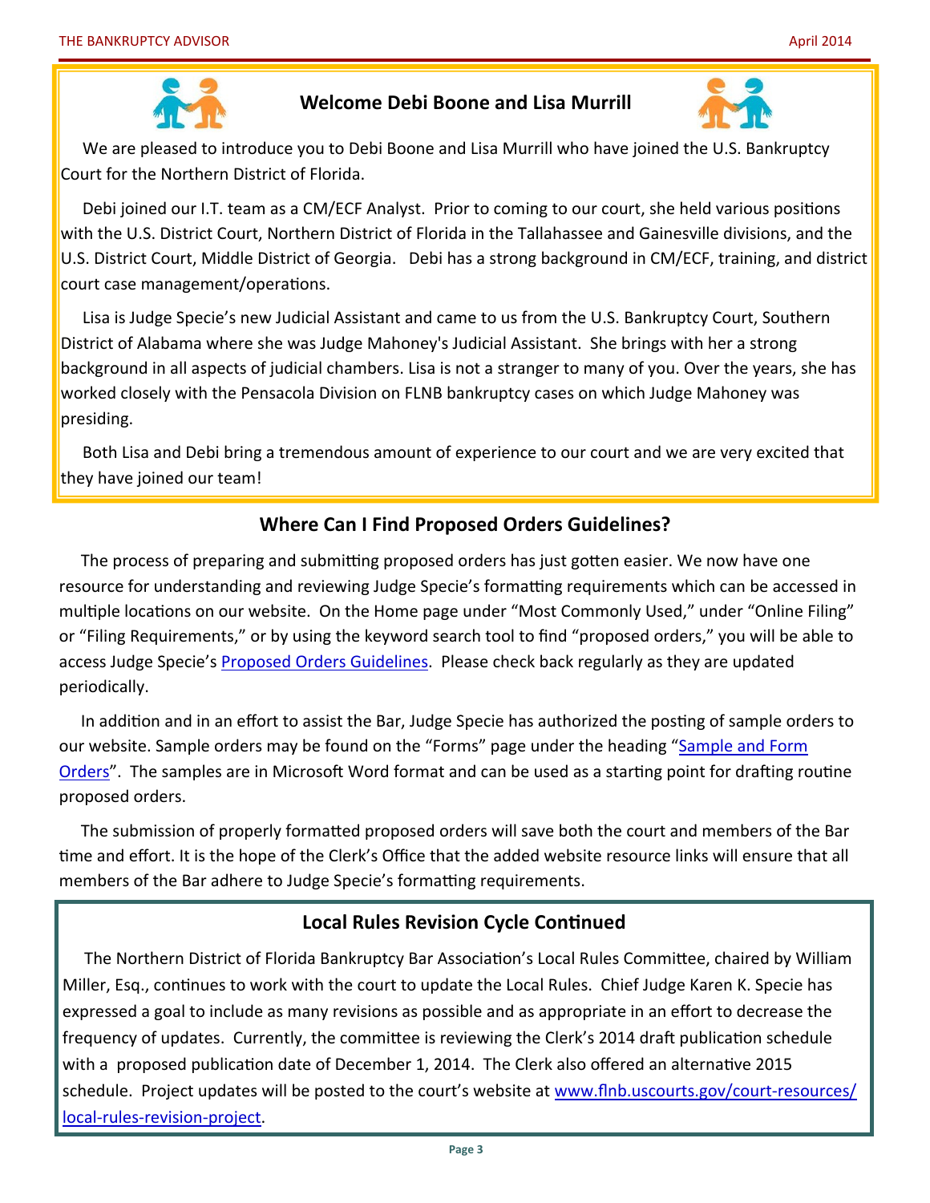## Welcome Debi Boone and Lisa Murrill

We are pleased to introduce you to Debi Boone and Lisa Murrill who have joined the U.S. Bankruptcy Court for the Northern District of Florida.

Debi joined our I.T. team as a CM/ECF Analyst. Prior to coming to our court, she held various positions with the U.S. District Court, Northern District of Florida in the Tallahassee and Gainesville divisions, and the U.S. District Court, Middle District of Georgia. Debi has a strong background in CM/ECF, training, and district court case management/operations.

Lisa is Judge Specie's new Judicial Assistant and came to us from the U.S. Bankruptcy Court, Southern District of Alabama where she was Judge Mahoney's Judicial Assistant. She brings with her a strong background in all aspects of judicial chambers. Lisa is not a stranger to many of you. Over the years, she has worked closely with the Pensacola Division on FLNB bankruptcy cases on which Judge Mahoney was presiding.

Both Lisa and Debi bring a tremendous amount of experience to our court and we are very excited that they have joined our team!

## Where Can I Find Proposed Orders Guidelines?

The process of preparing and submitting proposed orders has just gotten easier. We now have one resource for understanding and reviewing Judge Specie's formatting requirements which can be accessed in multiple locations on our website. On the Home page under "Most Commonly Used," under "Online Filing" or "Filing Requirements," or by using the keyword search tool to find "proposed orders," you will be able to access Judge Specie's Proposed Orders Guidelines. Please check back regularly as they are updated periodically.

In addition and in an effort to assist the Bar, Judge Specie has authorized the posting of sample orders to our website. Sample orders may be found on the "Forms" page under the heading "Sample and Form Orders". The samples are in Microsoft Word format and can be used as a starting point for drafting routine proposed orders.

The submission of properly formatted proposed orders will save both the court and members of the Bar time and effort. It is the hope of the Clerk's Office that the added website resource links will ensure that all members of the Bar adhere to Judge Specie's formatting requirements.

## Local Rules Revision Cycle Continued

The Northern District of Florida Bankruptcy Bar Association's Local Rules Committee, chaired by William Miller, Esq., continues to work with the court to update the Local Rules. Chief Judge Karen K. Specie has expressed a goal to include as many revisions as possible and as appropriate in an effort to decrease the frequency of updates. Currently, the committee is reviewing the Clerk's 2014 draft publication schedule with a proposed publication date of December 1, 2014. The Clerk also offered an alternative 2015 schedule. Project updates will be posted to the court's website at www.flnb.uscourts.gov/court-resources/local-rules-revision-project.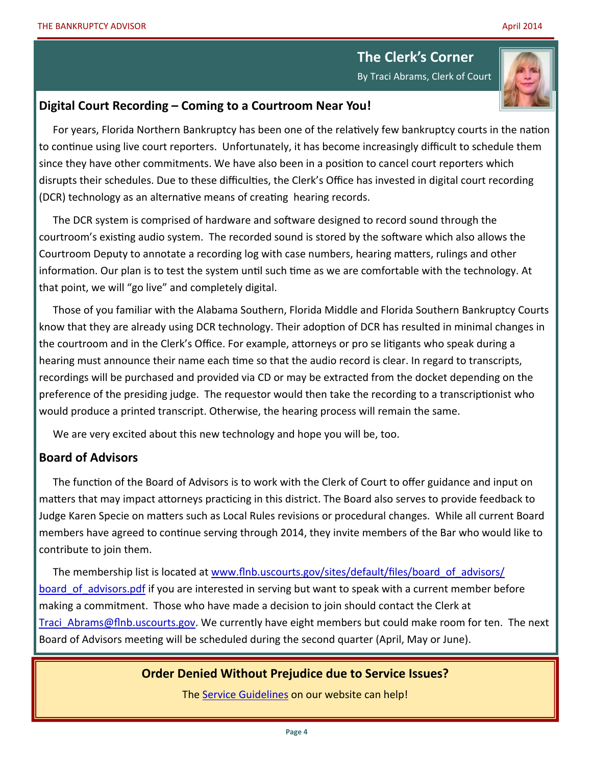## The Clerk's Corner

By Traci Abrams, Clerk of Court

### Digital Court Recording – Coming to a Courtroom Near You!

For years, Florida Northern Bankruptcy has been one of the relatively few bankruptcy courts in the nation to continue using live court reporters. Unfortunately, it has become increasingly difficult to schedule them since they have other commitments. We have also been in a position to cancel court reporters which disrupts their schedules. Due to these difficulties, the Clerk's Office has invested in digital court recording (DCR) technology as an alternative means of creating hearing records.

The DCR system is comprised of hardware and software designed to record sound through the courtroom's existing audio system. The recorded sound is stored by the software which also allows the Courtroom Deputy to annotate a recording log with case numbers, hearing matters, rulings and other information. Our plan is to test the system until such time as we are comfortable with the technology. At that point, we will "go live" and completely digital.

Those of you familiar with the Alabama Southern, Florida Middle and Florida Southern Bankruptcy Courts know that they are already using DCR technology. Their adoption of DCR has resulted in minimal changes in the courtroom and in the Clerk's Office. For example, attorneys or pro se litigants who speak during a hearing must announce their name each time so that the audio record is clear. In regard to transcripts, recordings will be purchased and provided via CD or may be extracted from the docket depending on the preference of the presiding judge. The requestor would then take the recording to a transcriptionist who would produce a printed transcript. Otherwise, the hearing process will remain the same.

We are very excited about this new technology and hope you will be, too.

### Board of Advisors

The function of the Board of Advisors is to work with the Clerk of Court to offer guidance and input on matters that may impact attorneys practicing in this district. The Board also serves to provide feedback to Judge Karen Specie on matters such as Local Rules revisions or procedural changes. While all current Board members have agreed to continue serving through 2014, they invite members of the Bar who would like to contribute to join them.

The membership list is located at www.flnb.uscourts.gov/sites/default/files/board_of_advisors/board_of_advisors.pdf if you are interested in serving but want to speak with a current member before making a commitment. Those who have made a decision to join should contact the Clerk at Traci_Abrams@flnb.uscourts.gov. We currently have eight members but could make room for ten. The next Board of Advisors meeting will be scheduled during the second quarter (April, May or June).

**Order Denied Without Prejudice due to Service Issues?**

The Service Guidelines on our website can help!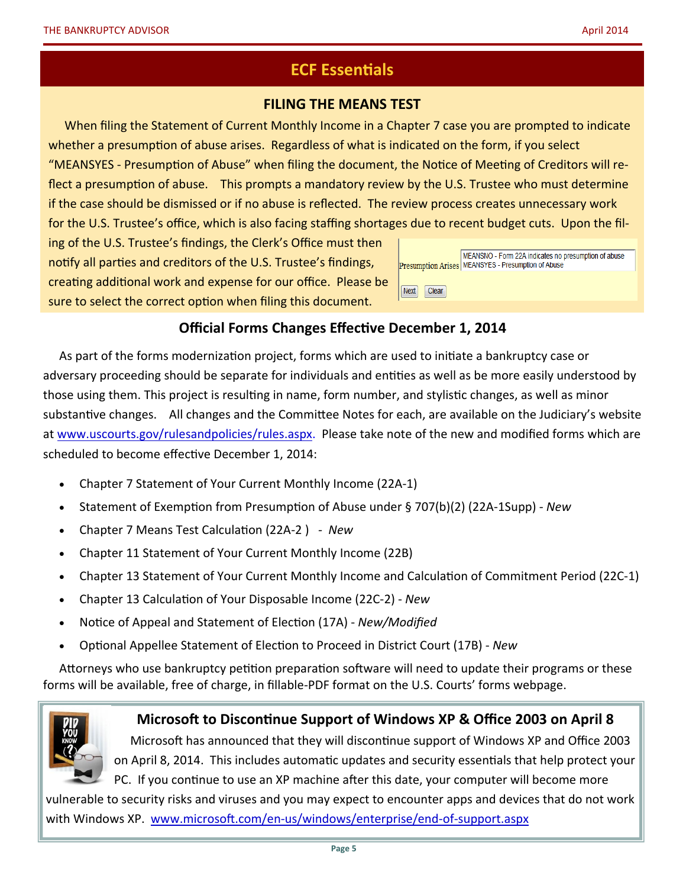## ECF Essentials

### FILING THE MEANS TEST

When filing the Statement of Current Monthly Income in a Chapter 7 case you are prompted to indicate whether a presumption of abuse arises. Regardless of what is indicated on the form, if you select "MEANSYES - Presumption of Abuse" when filing the document, the Notice of Meeting of Creditors will reflect a presumption of abuse. This prompts a mandatory review by the U.S. Trustee who must determine if the case should be dismissed or if no abuse is reflected. The review process creates unnecessary work for the U.S. Trustee's office, which is also facing staffing shortages due to recent budget cuts. Upon the filing of the U.S. Trustee's findings, the Clerk's Office must then notify all parties and creditors of the U.S. Trustee's findings, creating additional work and expense for our office. Please be sure to select the correct option when filing this document.

Presumption Arises: MEANSNO - Form 22A indicates no presumption of abuse / MEANSYES - Presumption of Abuse

Next | Clear

### Official Forms Changes Effective December 1, 2014

As part of the forms modernization project, forms which are used to initiate a bankruptcy case or adversary proceeding should be separate for individuals and entities as well as be more easily understood by those using them. This project is resulting in name, form number, and stylistic changes, as well as minor substantive changes. All changes and the Committee Notes for each, are available on the Judiciary's website at www.uscourts.gov/rulesandpolicies/rules.aspx. Please take note of the new and modified forms which are scheduled to become effective December 1, 2014:

- Chapter 7 Statement of Your Current Monthly Income (22A-1)
- Statement of Exemption from Presumption of Abuse under § 707(b)(2) (22A-1Supp) - *New*
- Chapter 7 Means Test Calculation (22A-2 ) - *New*
- Chapter 11 Statement of Your Current Monthly Income (22B)
- Chapter 13 Statement of Your Current Monthly Income and Calculation of Commitment Period (22C-1)
- Chapter 13 Calculation of Your Disposable Income (22C-2) - *New*
- Notice of Appeal and Statement of Election (17A) - *New/Modified*
- Optional Appellee Statement of Election to Proceed in District Court (17B) - *New*

Attorneys who use bankruptcy petition preparation software will need to update their programs or these forms will be available, free of charge, in fillable-PDF format on the U.S. Courts' forms webpage.

### Microsoft to Discontinue Support of Windows XP & Office 2003 on April 8

Microsoft has announced that they will discontinue support of Windows XP and Office 2003 on April 8, 2014. This includes automatic updates and security essentials that help protect your PC. If you continue to use an XP machine after this date, your computer will become more vulnerable to security risks and viruses and you may expect to encounter apps and devices that do not work with Windows XP. www.microsoft.com/en-us/windows/enterprise/end-of-support.aspx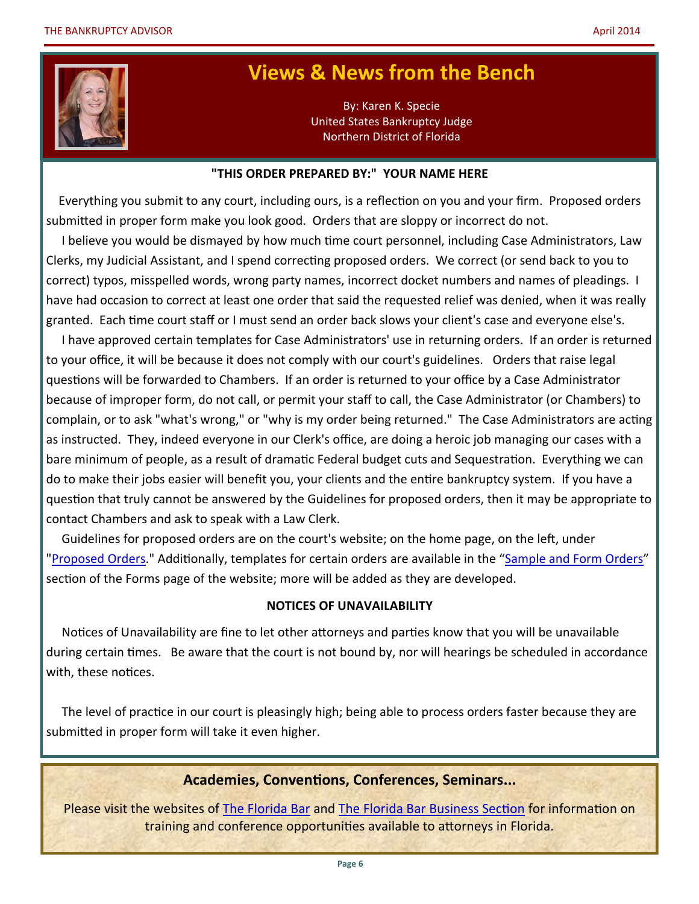# Views & News from the Bench

By: Karen K. Specie
United States Bankruptcy Judge
Northern District of Florida

**"THIS ORDER PREPARED BY:" YOUR NAME HERE**

Everything you submit to any court, including ours, is a reflection on you and your firm. Proposed orders submitted in proper form make you look good. Orders that are sloppy or incorrect do not.

I believe you would be dismayed by how much time court personnel, including Case Administrators, Law Clerks, my Judicial Assistant, and I spend correcting proposed orders. We correct (or send back to you to correct) typos, misspelled words, wrong party names, incorrect docket numbers and names of pleadings. I have had occasion to correct at least one order that said the requested relief was denied, when it was really granted. Each time court staff or I must send an order back slows your client's case and everyone else's.

I have approved certain templates for Case Administrators' use in returning orders. If an order is returned to your office, it will be because it does not comply with our court's guidelines. Orders that raise legal questions will be forwarded to Chambers. If an order is returned to your office by a Case Administrator because of improper form, do not call, or permit your staff to call, the Case Administrator (or Chambers) to complain, or to ask "what's wrong," or "why is my order being returned." The Case Administrators are acting as instructed. They, indeed everyone in our Clerk's office, are doing a heroic job managing our cases with a bare minimum of people, as a result of dramatic Federal budget cuts and Sequestration. Everything we can do to make their jobs easier will benefit you, your clients and the entire bankruptcy system. If you have a question that truly cannot be answered by the Guidelines for proposed orders, then it may be appropriate to contact Chambers and ask to speak with a Law Clerk.

Guidelines for proposed orders are on the court's website; on the home page, on the left, under "Proposed Orders." Additionally, templates for certain orders are available in the "Sample and Form Orders" section of the Forms page of the website; more will be added as they are developed.

**NOTICES OF UNAVAILABILITY**

Notices of Unavailability are fine to let other attorneys and parties know that you will be unavailable during certain times. Be aware that the court is not bound by, nor will hearings be scheduled in accordance with, these notices.

The level of practice in our court is pleasingly high; being able to process orders faster because they are submitted in proper form will take it even higher.

## Academies, Conventions, Conferences, Seminars...

Please visit the websites of The Florida Bar and The Florida Bar Business Section for information on training and conference opportunities available to attorneys in Florida.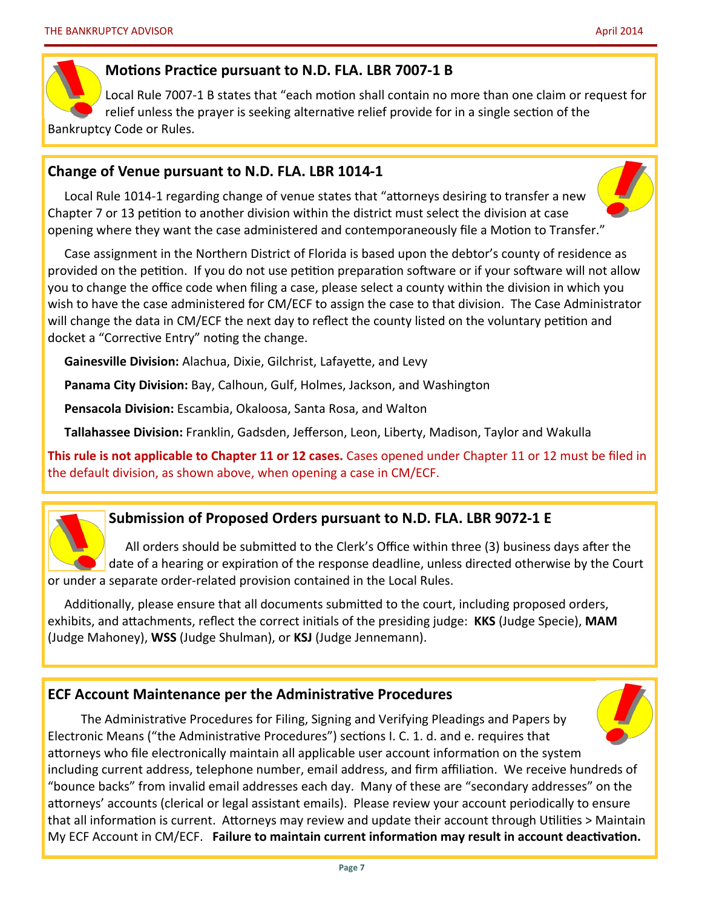## Motions Practice pursuant to N.D. FLA. LBR 7007-1 B

Local Rule 7007-1 B states that "each motion shall contain no more than one claim or request for relief unless the prayer is seeking alternative relief provide for in a single section of the Bankruptcy Code or Rules.

## Change of Venue pursuant to N.D. FLA. LBR 1014-1

Local Rule 1014-1 regarding change of venue states that "attorneys desiring to transfer a new Chapter 7 or 13 petition to another division within the district must select the division at case opening where they want the case administered and contemporaneously file a Motion to Transfer."

Case assignment in the Northern District of Florida is based upon the debtor's county of residence as provided on the petition. If you do not use petition preparation software or if your software will not allow you to change the office code when filing a case, please select a county within the division in which you wish to have the case administered for CM/ECF to assign the case to that division. The Case Administrator will change the data in CM/ECF the next day to reflect the county listed on the voluntary petition and docket a "Corrective Entry" noting the change.

**Gainesville Division:** Alachua, Dixie, Gilchrist, Lafayette, and Levy

**Panama City Division:** Bay, Calhoun, Gulf, Holmes, Jackson, and Washington

**Pensacola Division:** Escambia, Okaloosa, Santa Rosa, and Walton

**Tallahassee Division:** Franklin, Gadsden, Jefferson, Leon, Liberty, Madison, Taylor and Wakulla

**This rule is not applicable to Chapter 11 or 12 cases.** Cases opened under Chapter 11 or 12 must be filed in the default division, as shown above, when opening a case in CM/ECF.

## Submission of Proposed Orders pursuant to N.D. FLA. LBR 9072-1 E

All orders should be submitted to the Clerk's Office within three (3) business days after the date of a hearing or expiration of the response deadline, unless directed otherwise by the Court or under a separate order-related provision contained in the Local Rules.

Additionally, please ensure that all documents submitted to the court, including proposed orders, exhibits, and attachments, reflect the correct initials of the presiding judge: **KKS** (Judge Specie), **MAM** (Judge Mahoney), **WSS** (Judge Shulman), or **KSJ** (Judge Jennemann).

## ECF Account Maintenance per the Administrative Procedures

The Administrative Procedures for Filing, Signing and Verifying Pleadings and Papers by Electronic Means ("the Administrative Procedures") sections I. C. 1. d. and e. requires that attorneys who file electronically maintain all applicable user account information on the system including current address, telephone number, email address, and firm affiliation. We receive hundreds of "bounce backs" from invalid email addresses each day. Many of these are "secondary addresses" on the attorneys' accounts (clerical or legal assistant emails). Please review your account periodically to ensure that all information is current. Attorneys may review and update their account through Utilities > Maintain My ECF Account in CM/ECF. **Failure to maintain current information may result in account deactivation.**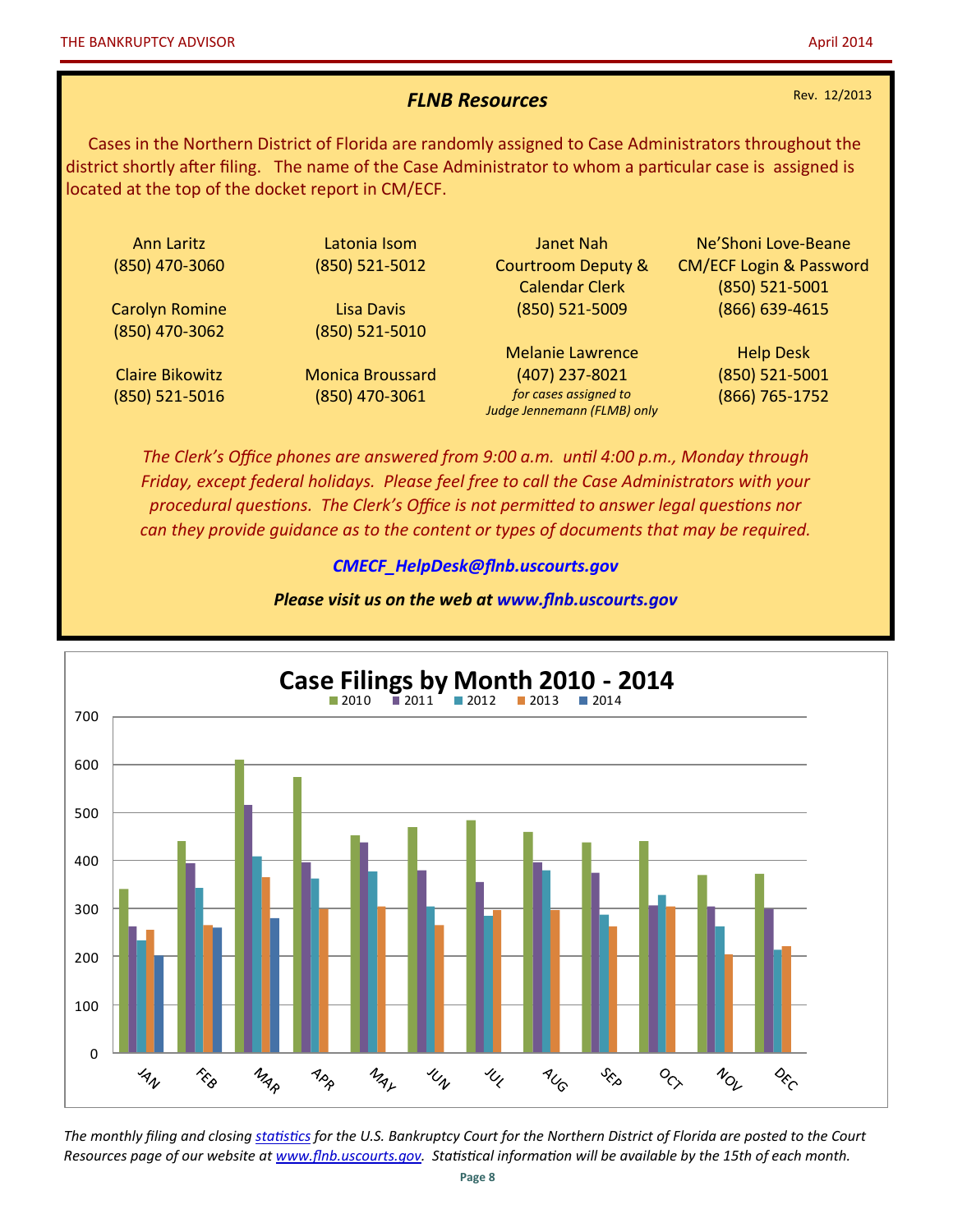## *FLNB Resources*

Rev. 12/2013

Cases in the Northern District of Florida are randomly assigned to Case Administrators throughout the district shortly after filing. The name of the Case Administrator to whom a particular case is assigned is located at the top of the docket report in CM/ECF.

Ann Laritz
(850) 470-3060

Carolyn Romine
(850) 470-3062

Claire Bikowitz
(850) 521-5016

Latonia Isom
(850) 521-5012

Lisa Davis
(850) 521-5010

Monica Broussard
(850) 470-3061

Janet Nah
Courtroom Deputy & Calendar Clerk
(850) 521-5009

Melanie Lawrence
(407) 237-8021
*for cases assigned to Judge Jennemann (FLMB) only*

Ne'Shoni Love-Beane
CM/ECF Login & Password
(850) 521-5001
(866) 639-4615

Help Desk
(850) 521-5001
(866) 765-1752

*The Clerk's Office phones are answered from 9:00 a.m. until 4:00 p.m., Monday through Friday, except federal holidays. Please feel free to call the Case Administrators with your procedural questions. The Clerk's Office is not permitted to answer legal questions nor can they provide guidance as to the content or types of documents that may be required.*

***CMECF_HelpDesk@flnb.uscourts.gov***

***Please visit us on the web at www.flnb.uscourts.gov***

**Case Filings by Month 2010 - 2014**

2010 2011 2012 2013 2014

700
600
500
400
300
200
100
0

JAN FEB MAR APR MAY JUN JUL AUG SEP OCT NOV DEC

*The monthly filing and closing statistics for the U.S. Bankruptcy Court for the Northern District of Florida are posted to the Court Resources page of our website at www.flnb.uscourts.gov. Statistical information will be available by the 15th of each month.*